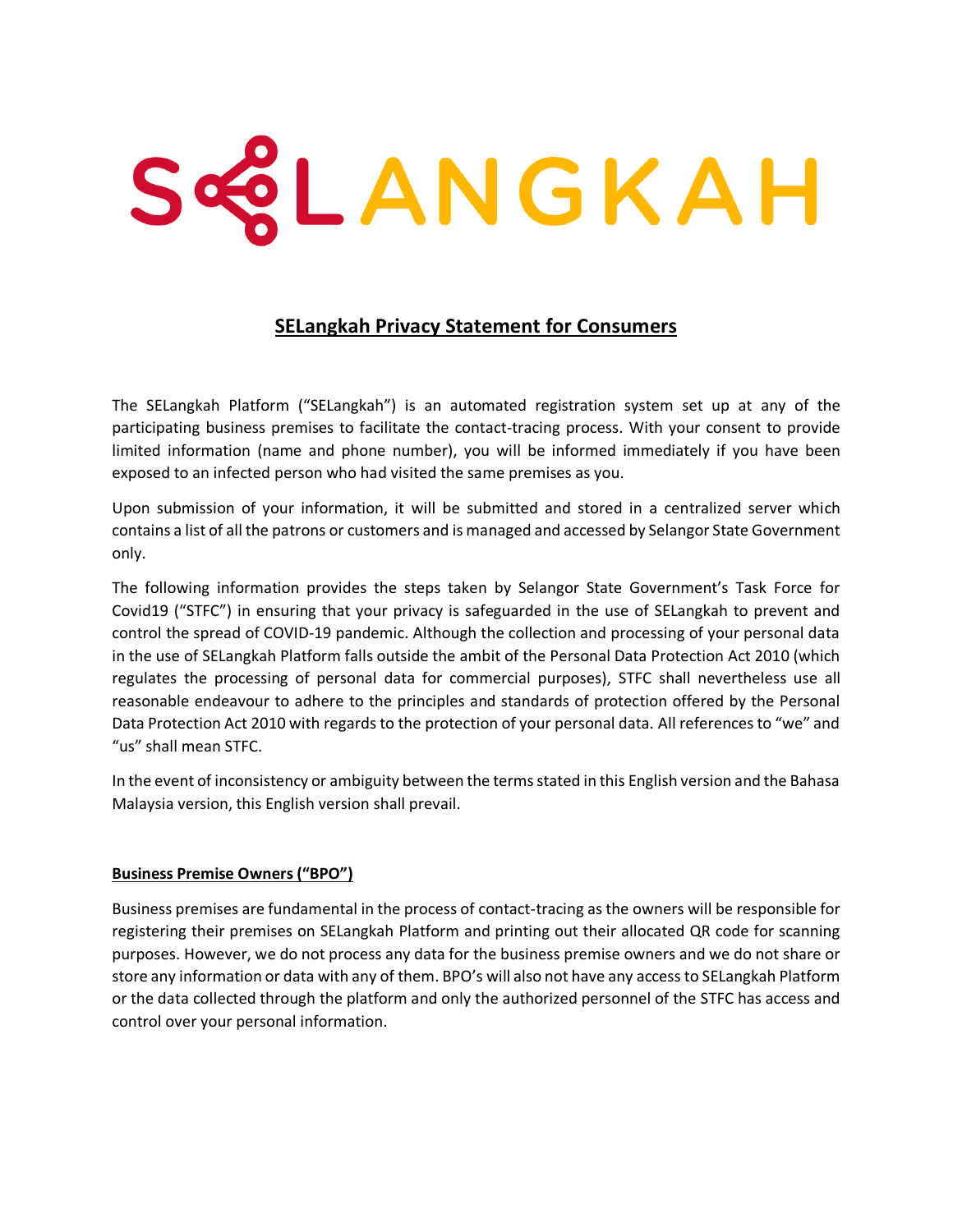# SELANGKAH

## SELangkah Privacy Statement for Consumers

The SELangkah Platform ("SELangkah") is an automated registration system set up at any of the participating business premises to facilitate the contact-tracing process. With your consent to provide limited information (name and phone number), you will be informed immediately if you have been exposed to an infected person who had visited the same premises as you.

Upon submission of your information, it will be submitted and stored in a centralized server which contains a list of all the patrons or customers and is managed and accessed by Selangor State Government only.

The following information provides the steps taken by Selangor State Government's Task Force for Covid19 ("STFC") in ensuring that your privacy is safeguarded in the use of SELangkah to prevent and control the spread of COVID-19 pandemic. Although the collection and processing of your personal data in the use of SELangkah Platform falls outside the ambit of the Personal Data Protection Act 2010 (which regulates the processing of personal data for commercial purposes), STFC shall nevertheless use all reasonable endeavour to adhere to the principles and standards of protection offered by the Personal Data Protection Act 2010 with regards to the protection of your personal data. All references to "we" and "us" shall mean STFC.

In the event of inconsistency or ambiguity between the terms stated in this English version and the Bahasa Malaysia version, this English version shall prevail.

### Business Premise Owners ("BPO")

Business premises are fundamental in the process of contact-tracing as the owners will be responsible for registering their premises on SELangkah Platform and printing out their allocated QR code for scanning purposes. However, we do not process any data for the business premise owners and we do not share or store any information or data with any of them. BPO's will also not have any access to SELangkah Platform or the data collected through the platform and only the authorized personnel of the STFC has access and control over your personal information.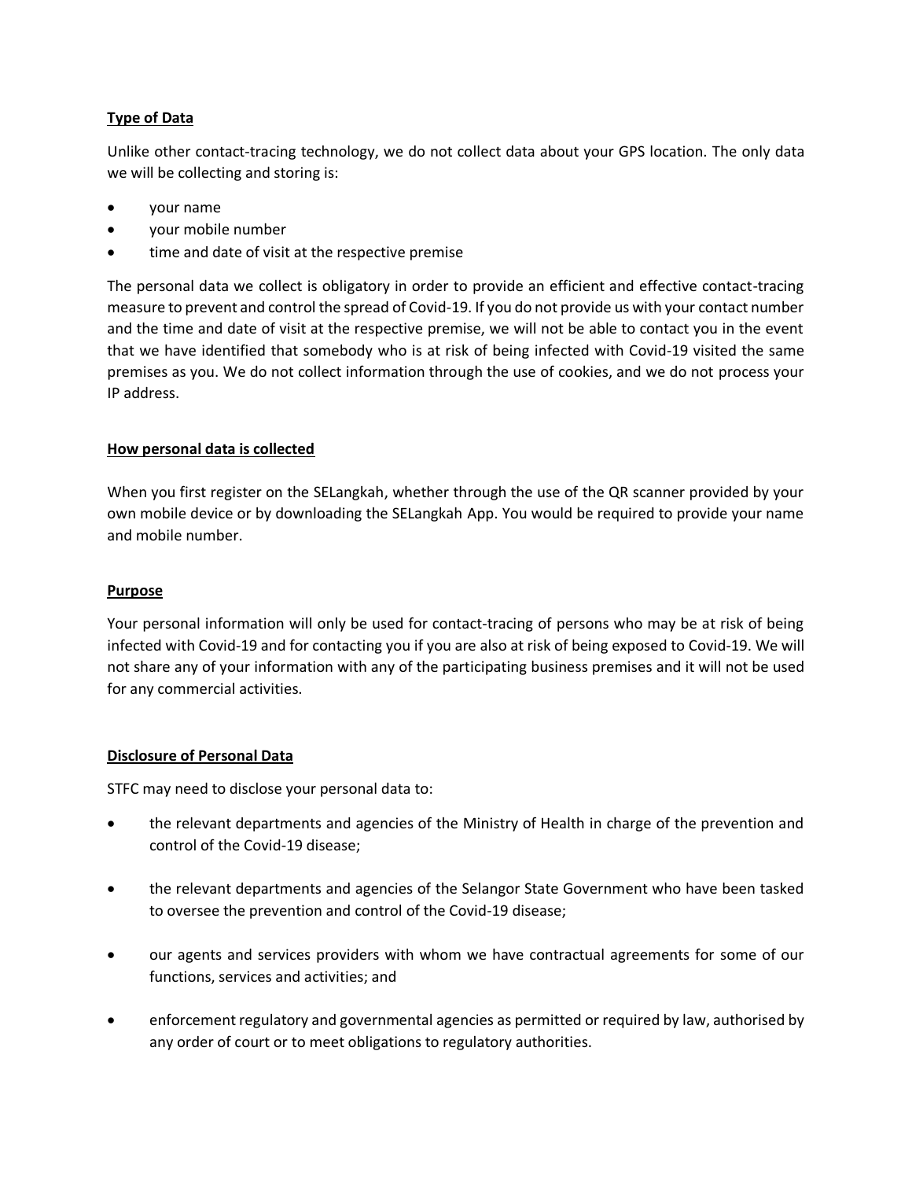## Type of Data

Unlike other contact-tracing technology, we do not collect data about your GPS location. The only data we will be collecting and storing is:

- your name
- your mobile number
- time and date of visit at the respective premise

The personal data we collect is obligatory in order to provide an efficient and effective contact-tracing measure to prevent and control the spread of Covid-19. If you do not provide us with your contact number and the time and date of visit at the respective premise, we will not be able to contact you in the event that we have identified that somebody who is at risk of being infected with Covid-19 visited the same premises as you. We do not collect information through the use of cookies, and we do not process your IP address.

## How personal data is collected

When you first register on the SELangkah, whether through the use of the QR scanner provided by your own mobile device or by downloading the SELangkah App. You would be required to provide your name and mobile number.

## Purpose

Your personal information will only be used for contact-tracing of persons who may be at risk of being infected with Covid-19 and for contacting you if you are also at risk of being exposed to Covid-19. We will not share any of your information with any of the participating business premises and it will not be used for any commercial activities.

## Disclosure of Personal Data

STFC may need to disclose your personal data to:

- the relevant departments and agencies of the Ministry of Health in charge of the prevention and control of the Covid-19 disease;
- the relevant departments and agencies of the Selangor State Government who have been tasked to oversee the prevention and control of the Covid-19 disease;
- our agents and services providers with whom we have contractual agreements for some of our functions, services and activities; and
- enforcement regulatory and governmental agencies as permitted or required by law, authorised by any order of court or to meet obligations to regulatory authorities.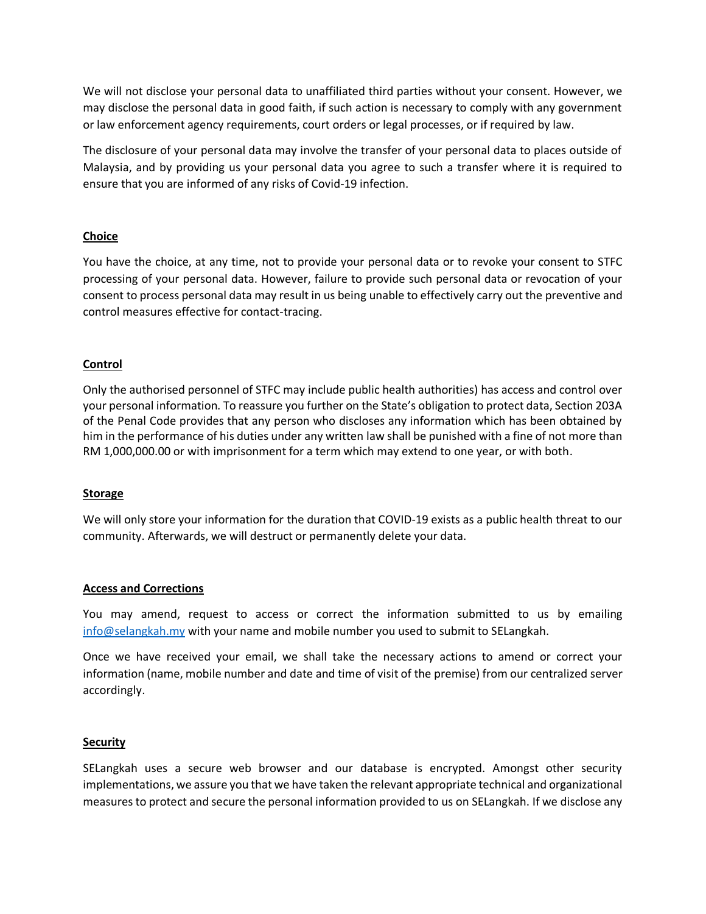We will not disclose your personal data to unaffiliated third parties without your consent. However, we may disclose the personal data in good faith, if such action is necessary to comply with any government or law enforcement agency requirements, court orders or legal processes, or if required by law.

The disclosure of your personal data may involve the transfer of your personal data to places outside of Malaysia, and by providing us your personal data you agree to such a transfer where it is required to ensure that you are informed of any risks of Covid-19 infection.

**Choice**

You have the choice, at any time, not to provide your personal data or to revoke your consent to STFC processing of your personal data. However, failure to provide such personal data or revocation of your consent to process personal data may result in us being unable to effectively carry out the preventive and control measures effective for contact-tracing.

**Control**

Only the authorised personnel of STFC may include public health authorities) has access and control over your personal information. To reassure you further on the State's obligation to protect data, Section 203A of the Penal Code provides that any person who discloses any information which has been obtained by him in the performance of his duties under any written law shall be punished with a fine of not more than RM 1,000,000.00 or with imprisonment for a term which may extend to one year, or with both.

**Storage**

We will only store your information for the duration that COVID-19 exists as a public health threat to our community. Afterwards, we will destruct or permanently delete your data.

**Access and Corrections**

You may amend, request to access or correct the information submitted to us by emailing [info@selangkah.my](mailto:info@selangkah.my) with your name and mobile number you used to submit to SELangkah.

Once we have received your email, we shall take the necessary actions to amend or correct your information (name, mobile number and date and time of visit of the premise) from our centralized server accordingly.

**Security**

SELangkah uses a secure web browser and our database is encrypted. Amongst other security implementations, we assure you that we have taken the relevant appropriate technical and organizational measures to protect and secure the personal information provided to us on SELangkah. If we disclose any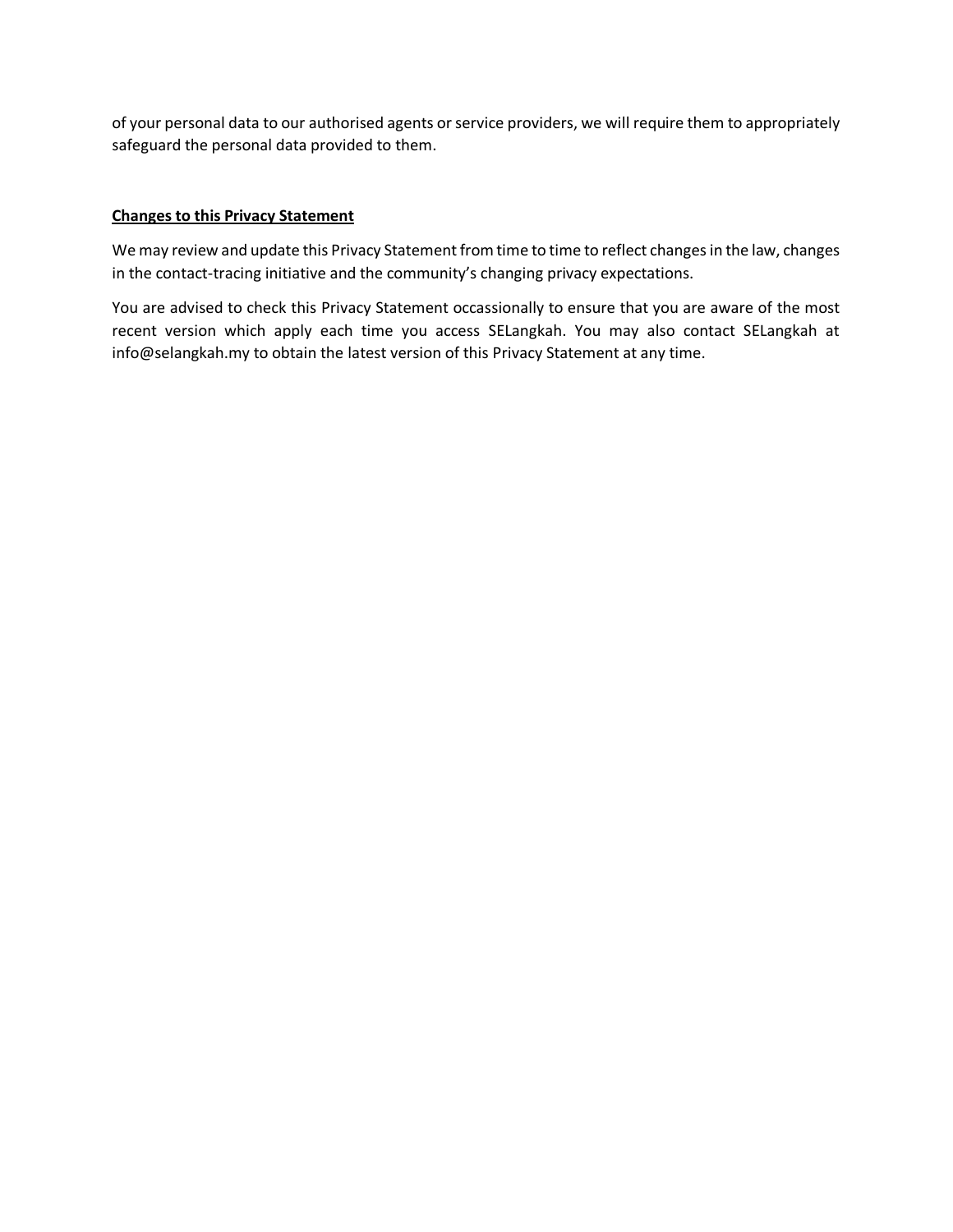of your personal data to our authorised agents or service providers, we will require them to appropriately safeguard the personal data provided to them.

**Changes to this Privacy Statement**

We may review and update this Privacy Statement from time to time to reflect changes in the law, changes in the contact-tracing initiative and the community's changing privacy expectations.

You are advised to check this Privacy Statement occassionally to ensure that you are aware of the most recent version which apply each time you access SELangkah. You may also contact SELangkah at info@selangkah.my to obtain the latest version of this Privacy Statement at any time.